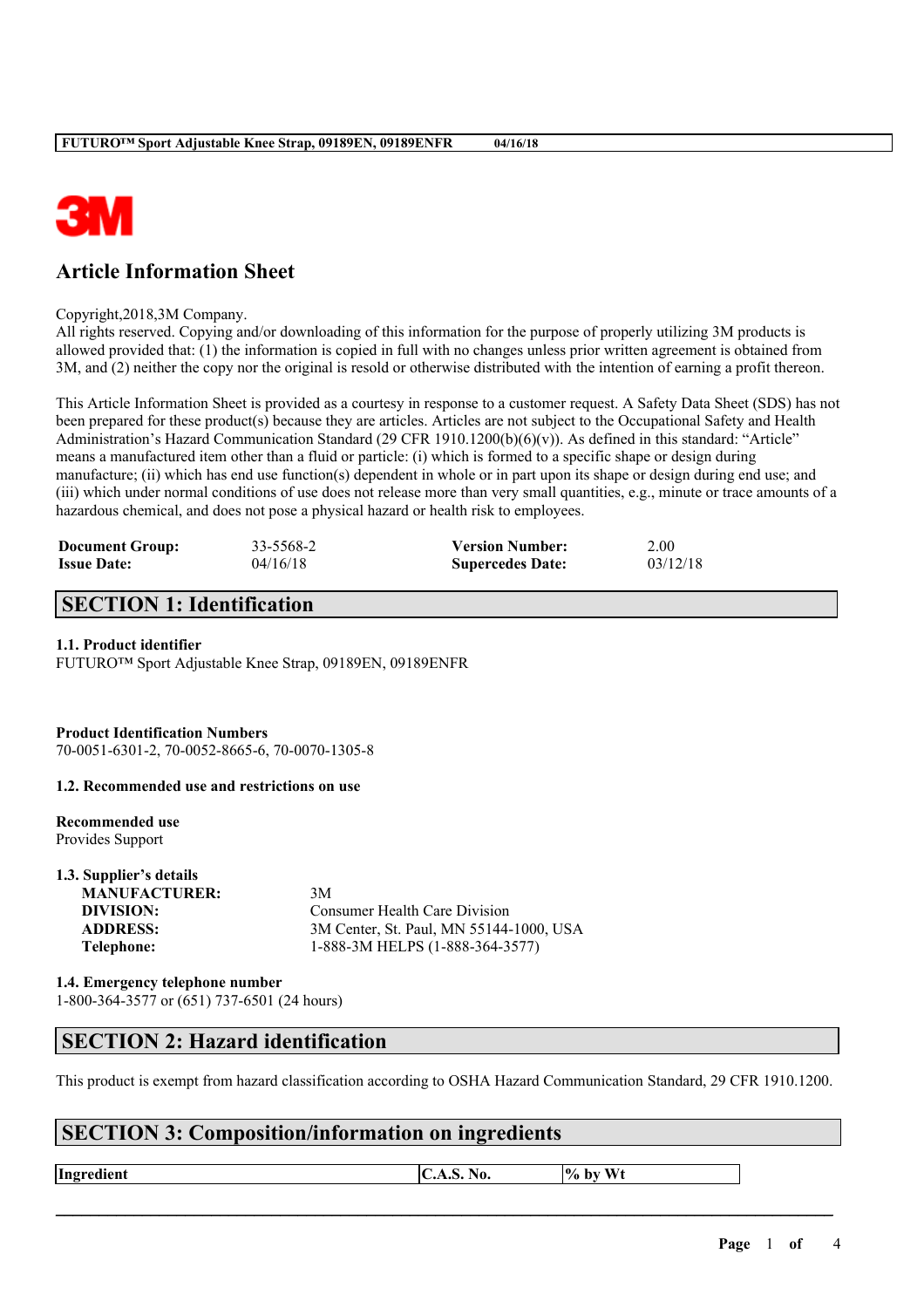# Article Information Sheet

Copyright,2018,3M Company.
All rights reserved. Copying and/or downloading of this information for the purpose of properly utilizing 3M products is allowed provided that: (1) the information is copied in full with no changes unless prior written agreement is obtained from 3M, and (2) neither the copy nor the original is resold or otherwise distributed with the intention of earning a profit thereon.

This Article Information Sheet is provided as a courtesy in response to a customer request. A Safety Data Sheet (SDS) has not been prepared for these product(s) because they are articles. Articles are not subject to the Occupational Safety and Health Administration's Hazard Communication Standard (29 CFR 1910.1200(b)(6)(v)). As defined in this standard: "Article" means a manufactured item other than a fluid or particle: (i) which is formed to a specific shape or design during manufacture; (ii) which has end use function(s) dependent in whole or in part upon its shape or design during end use; and (iii) which under normal conditions of use does not release more than very small quantities, e.g., minute or trace amounts of a hazardous chemical, and does not pose a physical hazard or health risk to employees.

| | | | |
|---|---|---|---|
| **Document Group:** | 33-5568-2 | **Version Number:** | 2.00 |
| **Issue Date:** | 04/16/18 | **Supercedes Date:** | 03/12/18 |

## SECTION 1: Identification

**1.1. Product identifier**
FUTURO™ Sport Adjustable Knee Strap, 09189EN, 09189ENFR

**Product Identification Numbers**
70-0051-6301-2, 70-0052-8665-6, 70-0070-1305-8

**1.2. Recommended use and restrictions on use**

**Recommended use**
Provides Support

**1.3. Supplier's details**

| | |
|---|---|
| **MANUFACTURER:** | 3M |
| **DIVISION:** | Consumer Health Care Division |
| **ADDRESS:** | 3M Center, St. Paul, MN 55144-1000, USA |
| **Telephone:** | 1-888-3M HELPS (1-888-364-3577) |

**1.4. Emergency telephone number**
1-800-364-3577 or (651) 737-6501 (24 hours)

## SECTION 2: Hazard identification

This product is exempt from hazard classification according to OSHA Hazard Communication Standard, 29 CFR 1910.1200.

## SECTION 3: Composition/information on ingredients

| Ingredient | C.A.S. No. | % by Wt |
|---|---|---|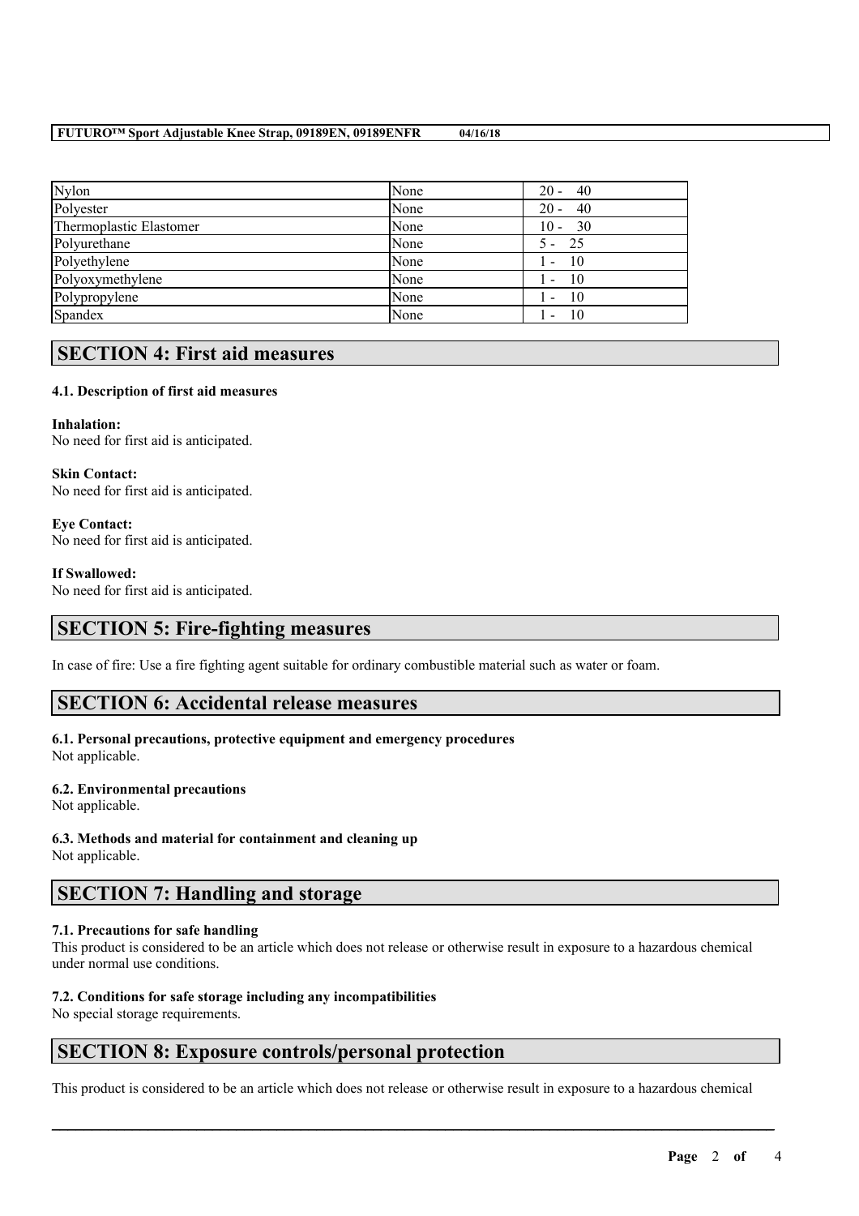| Nylon | None | 20 - 40 |
| --- | --- | --- |
| Polyester | None | 20 - 40 |
| Thermoplastic Elastomer | None | 10 - 30 |
| Polyurethane | None | 5 - 25 |
| Polyethylene | None | 1 - 10 |
| Polyoxymethylene | None | 1 - 10 |
| Polypropylene | None | 1 - 10 |
| Spandex | None | 1 - 10 |

## SECTION 4: First aid measures

### 4.1. Description of first aid measures

**Inhalation:**
No need for first aid is anticipated.

**Skin Contact:**
No need for first aid is anticipated.

**Eye Contact:**
No need for first aid is anticipated.

**If Swallowed:**
No need for first aid is anticipated.

## SECTION 5: Fire-fighting measures

In case of fire: Use a fire fighting agent suitable for ordinary combustible material such as water or foam.

## SECTION 6: Accidental release measures

### 6.1. Personal precautions, protective equipment and emergency procedures
Not applicable.

### 6.2. Environmental precautions
Not applicable.

### 6.3. Methods and material for containment and cleaning up
Not applicable.

## SECTION 7: Handling and storage

### 7.1. Precautions for safe handling
This product is considered to be an article which does not release or otherwise result in exposure to a hazardous chemical under normal use conditions.

### 7.2. Conditions for safe storage including any incompatibilities
No special storage requirements.

## SECTION 8: Exposure controls/personal protection

This product is considered to be an article which does not release or otherwise result in exposure to a hazardous chemical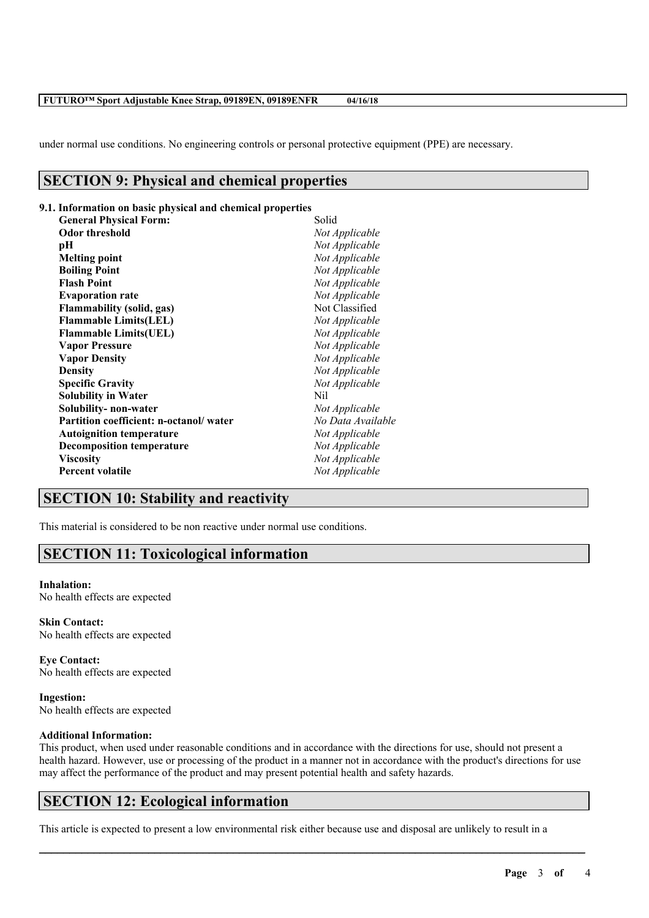under normal use conditions. No engineering controls or personal protective equipment (PPE) are necessary.

## SECTION 9: Physical and chemical properties

**9.1. Information on basic physical and chemical properties**

| Property | Value |
|---|---|
| **General Physical Form:** | Solid |
| **Odor threshold** | *Not Applicable* |
| **pH** | *Not Applicable* |
| **Melting point** | *Not Applicable* |
| **Boiling Point** | *Not Applicable* |
| **Flash Point** | *Not Applicable* |
| **Evaporation rate** | *Not Applicable* |
| **Flammability (solid, gas)** | Not Classified |
| **Flammable Limits(LEL)** | *Not Applicable* |
| **Flammable Limits(UEL)** | *Not Applicable* |
| **Vapor Pressure** | *Not Applicable* |
| **Vapor Density** | *Not Applicable* |
| **Density** | *Not Applicable* |
| **Specific Gravity** | *Not Applicable* |
| **Solubility in Water** | Nil |
| **Solubility- non-water** | *Not Applicable* |
| **Partition coefficient: n-octanol/ water** | *No Data Available* |
| **Autoignition temperature** | *Not Applicable* |
| **Decomposition temperature** | *Not Applicable* |
| **Viscosity** | *Not Applicable* |
| **Percent volatile** | *Not Applicable* |

## SECTION 10: Stability and reactivity

This material is considered to be non reactive under normal use conditions.

## SECTION 11: Toxicological information

**Inhalation:**
No health effects are expected

**Skin Contact:**
No health effects are expected

**Eye Contact:**
No health effects are expected

**Ingestion:**
No health effects are expected

**Additional Information:**
This product, when used under reasonable conditions and in accordance with the directions for use, should not present a health hazard. However, use or processing of the product in a manner not in accordance with the product's directions for use may affect the performance of the product and may present potential health and safety hazards.

## SECTION 12: Ecological information

This article is expected to present a low environmental risk either because use and disposal are unlikely to result in a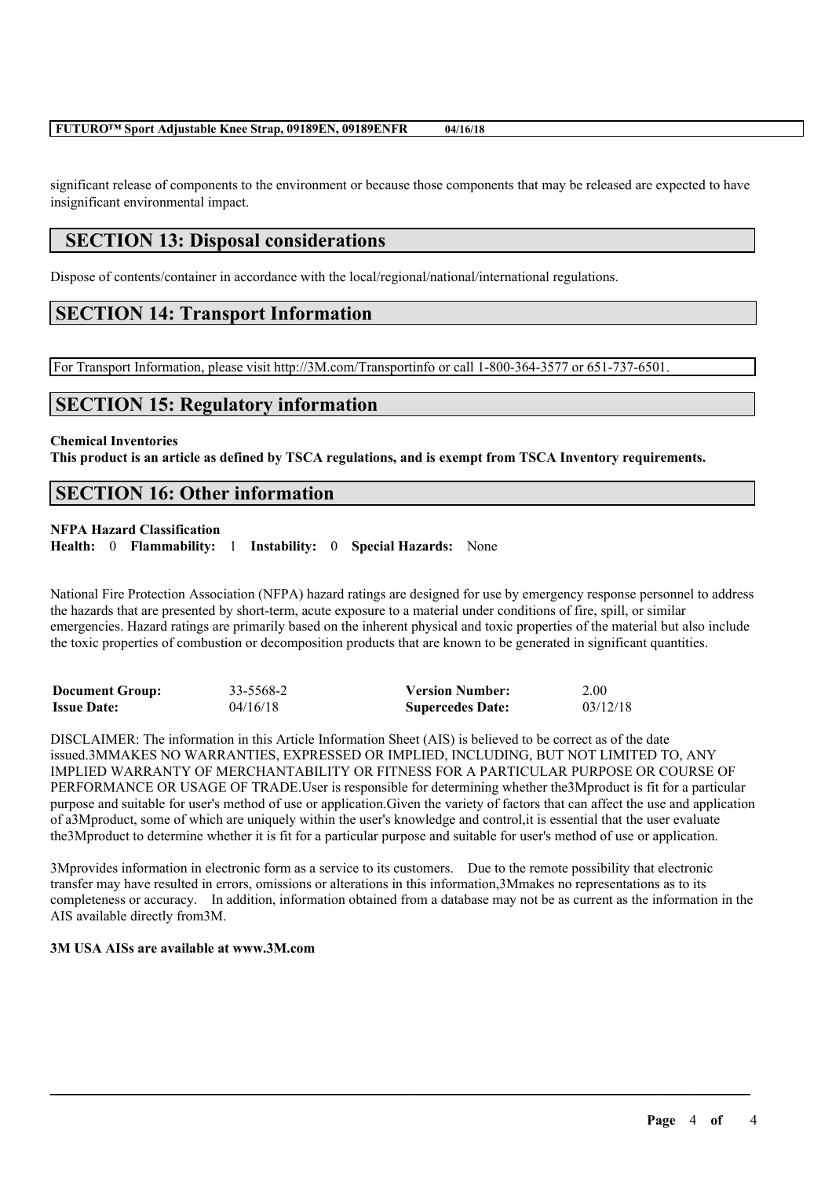significant release of components to the environment or because those components that may be released are expected to have insignificant environmental impact.

## SECTION 13: Disposal considerations

Dispose of contents/container in accordance with the local/regional/national/international regulations.

## SECTION 14: Transport Information

For Transport Information, please visit http://3M.com/Transportinfo or call 1-800-364-3577 or 651-737-6501.

## SECTION 15: Regulatory information

**Chemical Inventories**

**This product is an article as defined by TSCA regulations, and is exempt from TSCA Inventory requirements.**

## SECTION 16: Other information

**NFPA Hazard Classification**

**Health:** 0 **Flammability:** 1 **Instability:** 0 **Special Hazards:** None

National Fire Protection Association (NFPA) hazard ratings are designed for use by emergency response personnel to address the hazards that are presented by short-term, acute exposure to a material under conditions of fire, spill, or similar emergencies. Hazard ratings are primarily based on the inherent physical and toxic properties of the material but also include the toxic properties of combustion or decomposition products that are known to be generated in significant quantities.

| | | | |
|---|---|---|---|
| **Document Group:** | 33-5568-2 | **Version Number:** | 2.00 |
| **Issue Date:** | 04/16/18 | **Supercedes Date:** | 03/12/18 |

DISCLAIMER: The information in this Article Information Sheet (AIS) is believed to be correct as of the date issued.3MMAKES NO WARRANTIES, EXPRESSED OR IMPLIED, INCLUDING, BUT NOT LIMITED TO, ANY IMPLIED WARRANTY OF MERCHANTABILITY OR FITNESS FOR A PARTICULAR PURPOSE OR COURSE OF PERFORMANCE OR USAGE OF TRADE.User is responsible for determining whether the3Mproduct is fit for a particular purpose and suitable for user's method of use or application.Given the variety of factors that can affect the use and application of a3Mproduct, some of which are uniquely within the user's knowledge and control,it is essential that the user evaluate the3Mproduct to determine whether it is fit for a particular purpose and suitable for user's method of use or application.

3Mprovides information in electronic form as a service to its customers. Due to the remote possibility that electronic transfer may have resulted in errors, omissions or alterations in this information,3Mmakes no representations as to its completeness or accuracy. In addition, information obtained from a database may not be as current as the information in the AIS available directly from3M.

**3M USA AISs are available at www.3M.com**